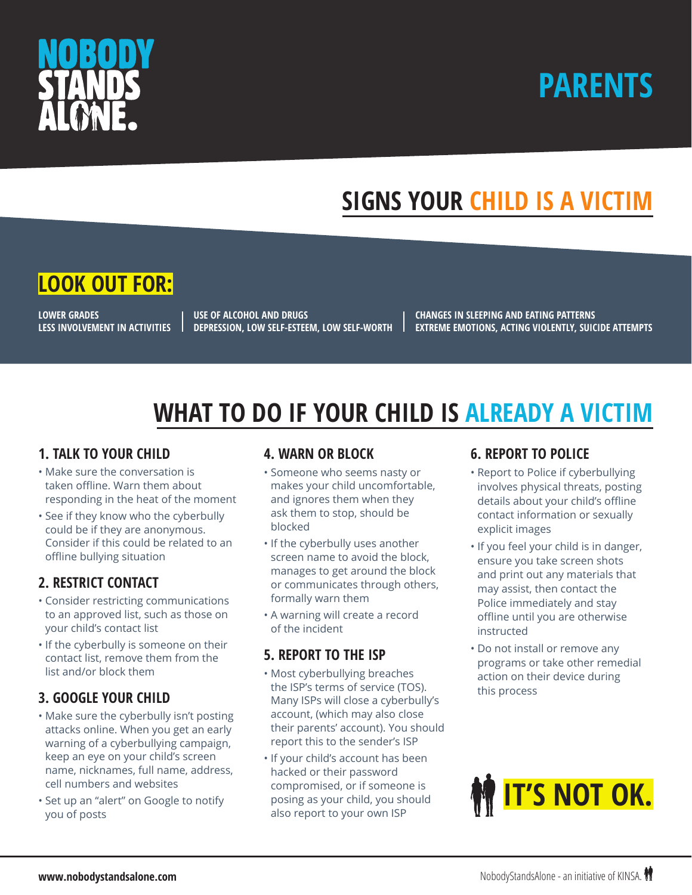# NOBODY STANDS ALONE.

# PARENTS

## SIGNS YOUR CHILD IS A VICTIM

### LOOK OUT FOR:

**LOWER GRADES**
**LESS INVOLVEMENT IN ACTIVITIES**

**USE OF ALCOHOL AND DRUGS**
**DEPRESSION, LOW SELF-ESTEEM, LOW SELF-WORTH**

**CHANGES IN SLEEPING AND EATING PATTERNS**
**EXTREME EMOTIONS, ACTING VIOLENTLY, SUICIDE ATTEMPTS**

## WHAT TO DO IF YOUR CHILD IS ALREADY A VICTIM

### 1. TALK TO YOUR CHILD

- Make sure the conversation is taken offline. Warn them about responding in the heat of the moment
- See if they know who the cyberbully could be if they are anonymous. Consider if this could be related to an offline bullying situation

### 2. RESTRICT CONTACT

- Consider restricting communications to an approved list, such as those on your child's contact list
- If the cyberbully is someone on their contact list, remove them from the list and/or block them

### 3. GOOGLE YOUR CHILD

- Make sure the cyberbully isn't posting attacks online. When you get an early warning of a cyberbullying campaign, keep an eye on your child's screen name, nicknames, full name, address, cell numbers and websites
- Set up an "alert" on Google to notify you of posts

### 4. WARN OR BLOCK

- Someone who seems nasty or makes your child uncomfortable, and ignores them when they ask them to stop, should be blocked
- If the cyberbully uses another screen name to avoid the block, manages to get around the block or communicates through others, formally warn them
- A warning will create a record of the incident

### 5. REPORT TO THE ISP

- Most cyberbullying breaches the ISP's terms of service (TOS). Many ISPs will close a cyberbully's account, (which may also close their parents' account). You should report this to the sender's ISP
- If your child's account has been hacked or their password compromised, or if someone is posing as your child, you should also report to your own ISP

### 6. REPORT TO POLICE

- Report to Police if cyberbullying involves physical threats, posting details about your child's offline contact information or sexually explicit images
- If you feel your child is in danger, ensure you take screen shots and print out any materials that may assist, then contact the Police immediately and stay offline until you are otherwise instructed
- Do not install or remove any programs or take other remedial action on their device during this process

**IT'S NOT OK.**

**www.nobodystandsalone.com**

NobodyStandsAlone - an initiative of KINSA.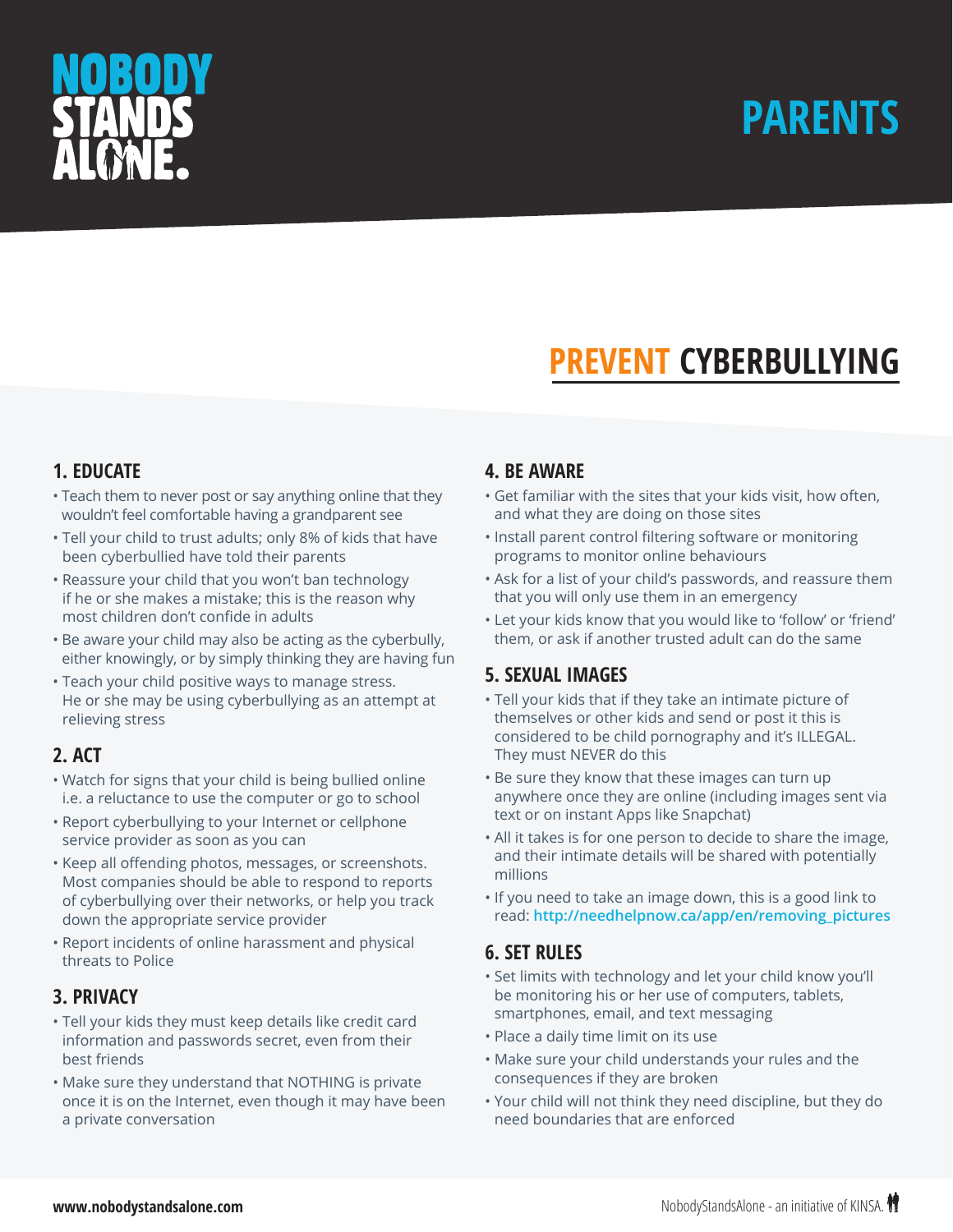# NOBODY STANDS ALONE.

# PARENTS

## PREVENT CYBERBULLYING

### 1. EDUCATE

- Teach them to never post or say anything online that they wouldn't feel comfortable having a grandparent see
- Tell your child to trust adults; only 8% of kids that have been cyberbullied have told their parents
- Reassure your child that you won't ban technology if he or she makes a mistake; this is the reason why most children don't confide in adults
- Be aware your child may also be acting as the cyberbully, either knowingly, or by simply thinking they are having fun
- Teach your child positive ways to manage stress. He or she may be using cyberbullying as an attempt at relieving stress

### 2. ACT

- Watch for signs that your child is being bullied online i.e. a reluctance to use the computer or go to school
- Report cyberbullying to your Internet or cellphone service provider as soon as you can
- Keep all offending photos, messages, or screenshots. Most companies should be able to respond to reports of cyberbullying over their networks, or help you track down the appropriate service provider
- Report incidents of online harassment and physical threats to Police

### 3. PRIVACY

- Tell your kids they must keep details like credit card information and passwords secret, even from their best friends
- Make sure they understand that NOTHING is private once it is on the Internet, even though it may have been a private conversation

### 4. BE AWARE

- Get familiar with the sites that your kids visit, how often, and what they are doing on those sites
- Install parent control filtering software or monitoring programs to monitor online behaviours
- Ask for a list of your child's passwords, and reassure them that you will only use them in an emergency
- Let your kids know that you would like to 'follow' or 'friend' them, or ask if another trusted adult can do the same

### 5. SEXUAL IMAGES

- Tell your kids that if they take an intimate picture of themselves or other kids and send or post it this is considered to be child pornography and it's ILLEGAL. They must NEVER do this
- Be sure they know that these images can turn up anywhere once they are online (including images sent via text or on instant Apps like Snapchat)
- All it takes is for one person to decide to share the image, and their intimate details will be shared with potentially millions
- If you need to take an image down, this is a good link to read: **http://needhelpnow.ca/app/en/removing_pictures**

### 6. SET RULES

- Set limits with technology and let your child know you'll be monitoring his or her use of computers, tablets, smartphones, email, and text messaging
- Place a daily time limit on its use
- Make sure your child understands your rules and the consequences if they are broken
- Your child will not think they need discipline, but they do need boundaries that are enforced

**www.nobodystandsalone.com**

NobodyStandsAlone - an initiative of KINSA.